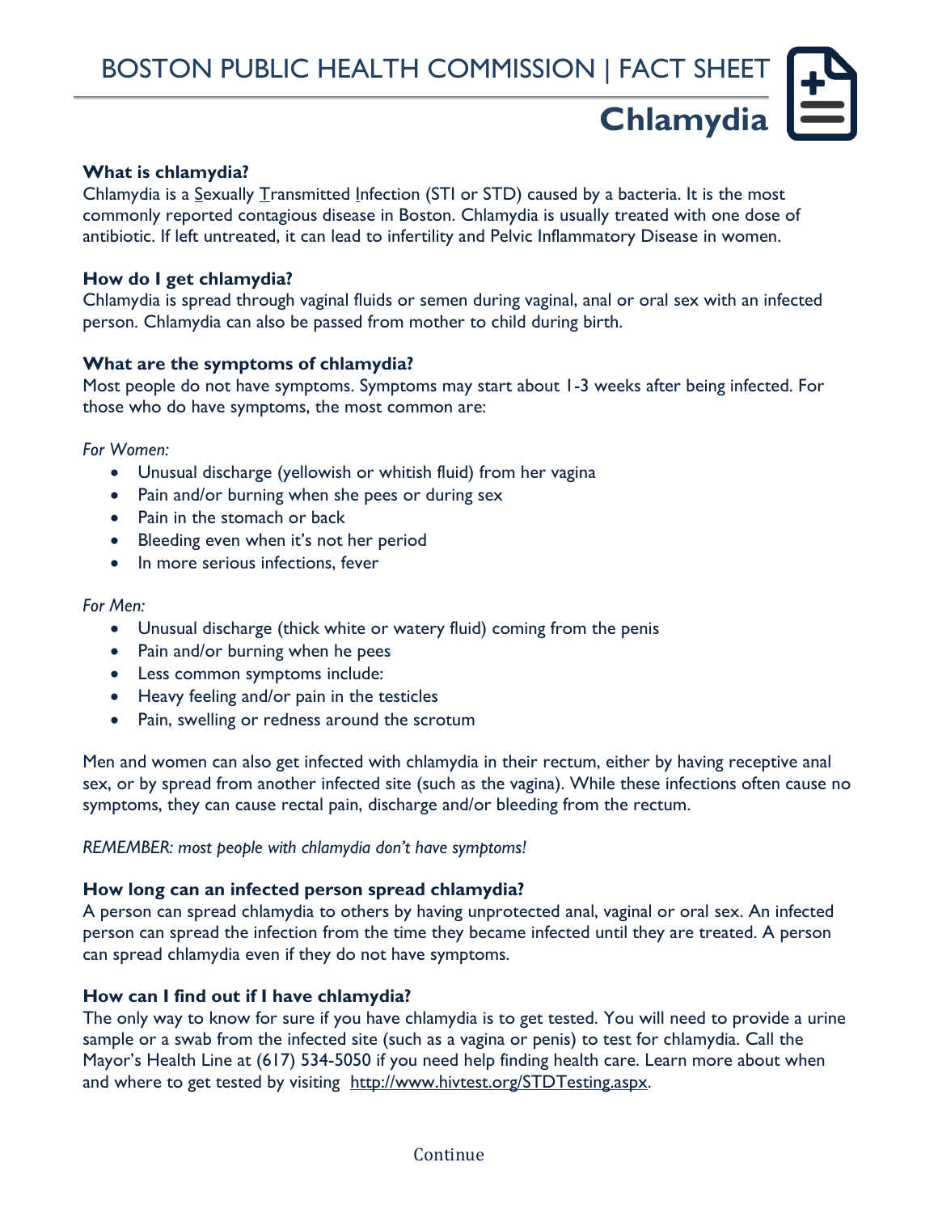BOSTON PUBLIC HEALTH COMMISSION | FACT SHEET

# Chlamydia

### What is chlamydia?

Chlamydia is a Sexually Transmitted Infection (STI or STD) caused by a bacteria. It is the most commonly reported contagious disease in Boston. Chlamydia is usually treated with one dose of antibiotic. If left untreated, it can lead to infertility and Pelvic Inflammatory Disease in women.

### How do I get chlamydia?

Chlamydia is spread through vaginal fluids or semen during vaginal, anal or oral sex with an infected person. Chlamydia can also be passed from mother to child during birth.

### What are the symptoms of chlamydia?

Most people do not have symptoms. Symptoms may start about 1-3 weeks after being infected. For those who do have symptoms, the most common are:

*For Women:*

- Unusual discharge (yellowish or whitish fluid) from her vagina
- Pain and/or burning when she pees or during sex
- Pain in the stomach or back
- Bleeding even when it's not her period
- In more serious infections, fever

*For Men:*

- Unusual discharge (thick white or watery fluid) coming from the penis
- Pain and/or burning when he pees
- Less common symptoms include:
- Heavy feeling and/or pain in the testicles
- Pain, swelling or redness around the scrotum

Men and women can also get infected with chlamydia in their rectum, either by having receptive anal sex, or by spread from another infected site (such as the vagina). While these infections often cause no symptoms, they can cause rectal pain, discharge and/or bleeding from the rectum.

*REMEMBER: most people with chlamydia don't have symptoms!*

### How long can an infected person spread chlamydia?

A person can spread chlamydia to others by having unprotected anal, vaginal or oral sex. An infected person can spread the infection from the time they became infected until they are treated. A person can spread chlamydia even if they do not have symptoms.

### How can I find out if I have chlamydia?

The only way to know for sure if you have chlamydia is to get tested. You will need to provide a urine sample or a swab from the infected site (such as a vagina or penis) to test for chlamydia. Call the Mayor's Health Line at (617) 534-5050 if you need help finding health care. Learn more about when and where to get tested by visiting http://www.hivtest.org/STDTesting.aspx.

Continue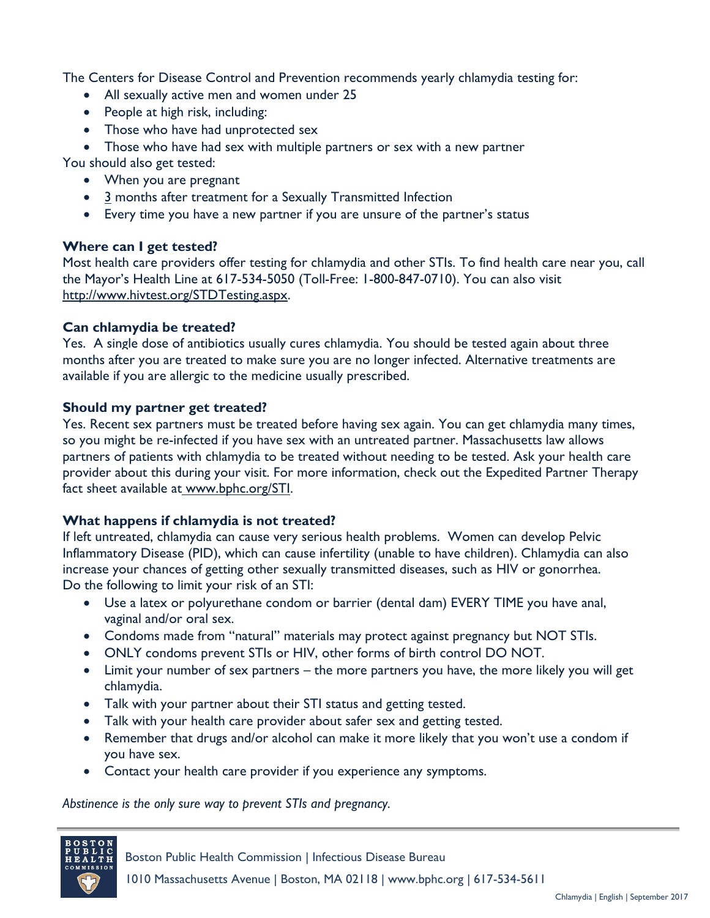The Centers for Disease Control and Prevention recommends yearly chlamydia testing for:

- All sexually active men and women under 25
- People at high risk, including:
- Those who have had unprotected sex
- Those who have had sex with multiple partners or sex with a new partner

You should also get tested:

- When you are pregnant
- 3 months after treatment for a Sexually Transmitted Infection
- Every time you have a new partner if you are unsure of the partner's status

**Where can I get tested?**

Most health care providers offer testing for chlamydia and other STIs. To find health care near you, call the Mayor's Health Line at 617-534-5050 (Toll-Free: 1-800-847-0710). You can also visit http://www.hivtest.org/STDTesting.aspx.

**Can chlamydia be treated?**

Yes. A single dose of antibiotics usually cures chlamydia. You should be tested again about three months after you are treated to make sure you are no longer infected. Alternative treatments are available if you are allergic to the medicine usually prescribed.

**Should my partner get treated?**

Yes. Recent sex partners must be treated before having sex again. You can get chlamydia many times, so you might be re-infected if you have sex with an untreated partner. Massachusetts law allows partners of patients with chlamydia to be treated without needing to be tested. Ask your health care provider about this during your visit. For more information, check out the Expedited Partner Therapy fact sheet available at www.bphc.org/STI.

**What happens if chlamydia is not treated?**

If left untreated, chlamydia can cause very serious health problems. Women can develop Pelvic Inflammatory Disease (PID), which can cause infertility (unable to have children). Chlamydia can also increase your chances of getting other sexually transmitted diseases, such as HIV or gonorrhea.

Do the following to limit your risk of an STI:

- Use a latex or polyurethane condom or barrier (dental dam) EVERY TIME you have anal, vaginal and/or oral sex.
- Condoms made from "natural" materials may protect against pregnancy but NOT STIs.
- ONLY condoms prevent STIs or HIV, other forms of birth control DO NOT.
- Limit your number of sex partners – the more partners you have, the more likely you will get chlamydia.
- Talk with your partner about their STI status and getting tested.
- Talk with your health care provider about safer sex and getting tested.
- Remember that drugs and/or alcohol can make it more likely that you won't use a condom if you have sex.
- Contact your health care provider if you experience any symptoms.

*Abstinence is the only sure way to prevent STIs and pregnancy.*

Boston Public Health Commission | Infectious Disease Bureau

1010 Massachusetts Avenue | Boston, MA 02118 | www.bphc.org | 617-534-5611